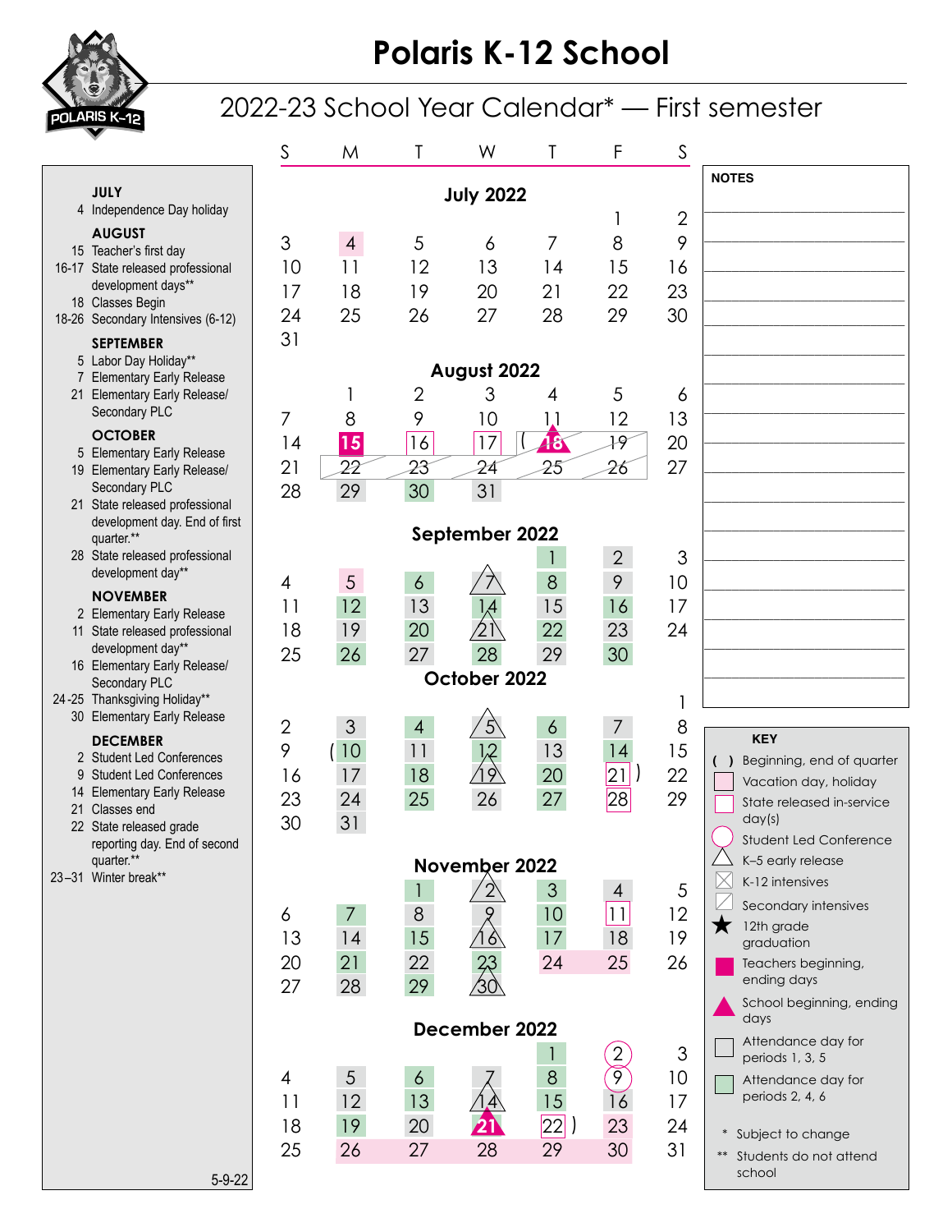# Polaris K-12 School

## 2022-23 School Year Calendar* — First semester

**JULY**
- 4 Independence Day holiday

**AUGUST**
- 15 Teacher's first day
- 16-17 State released professional development days**
- 18 Classes Begin
- 18-26 Secondary Intensives (6-12)

**SEPTEMBER**
- 5 Labor Day Holiday**
- 7 Elementary Early Release
- 21 Elementary Early Release/ Secondary PLC

**OCTOBER**
- 5 Elementary Early Release
- 19 Elementary Early Release/ Secondary PLC
- 21 State released professional development day. End of first quarter.**
- 28 State released professional development day**

**NOVEMBER**
- 2 Elementary Early Release
- 11 State released professional development day**
- 16 Elementary Early Release/ Secondary PLC
- 24-25 Thanksgiving Holiday**
- 30 Elementary Early Release

**DECEMBER**
- 2 Student Led Conferences
- 9 Student Led Conferences
- 14 Elementary Early Release
- 21 Classes end
- 22 State released grade reporting day. End of second quarter.**
- 23–31 Winter break**

5-9-22

### July 2022

| S | M | T | W | T | F | S |
|---|---|---|---|---|---|---|
| | | | | | 1 | 2 |
| 3 | 4 | 5 | 6 | 7 | 8 | 9 |
| 10 | 11 | 12 | 13 | 14 | 15 | 16 |
| 17 | 18 | 19 | 20 | 21 | 22 | 23 |
| 24 | 25 | 26 | 27 | 28 | 29 | 30 |
| 31 | | | | | | |

### August 2022

| S | M | T | W | T | F | S |
|---|---|---|---|---|---|---|
| | 1 | 2 | 3 | 4 | 5 | 6 |
| 7 | 8 | 9 | 10 | 11 | 12 | 13 |
| 14 | 15 | 16 | 17 | (18 | 19 | 20 |
| 21 | 22 | 23 | 24 | 25 | 26 | 27 |
| 28 | 29 | 30 | 31 | | | |

### September 2022

| S | M | T | W | T | F | S |
|---|---|---|---|---|---|---|
| | | | | 1 | 2 | 3 |
| 4 | 5 | 6 | 7 | 8 | 9 | 10 |
| 11 | 12 | 13 | 14 | 15 | 16 | 17 |
| 18 | 19 | 20 | 21 | 22 | 23 | 24 |
| 25 | 26 | 27 | 28 | 29 | 30 | |

### October 2022

| S | M | T | W | T | F | S |
|---|---|---|---|---|---|---|
| | | | | | | 1 |
| 2 | 3 | 4 | 5 | 6 | 7 | 8 |
| 9 | (10 | 11 | 12 | 13 | 14 | 15 |
| 16 | 17 | 18 | 19 | 20 | 21) | 22 |
| 23 | 24 | 25 | 26 | 27 | 28 | 29 |
| 30 | 31 | | | | | |

### November 2022

| S | M | T | W | T | F | S |
|---|---|---|---|---|---|---|
| | | 1 | 2 | 3 | 4 | 5 |
| 6 | 7 | 8 | 9 | 10 | 11 | 12 |
| 13 | 14 | 15 | 16 | 17 | 18 | 19 |
| 20 | 21 | 22 | 23 | 24 | 25 | 26 |
| 27 | 28 | 29 | 30 | | | |

### December 2022

| S | M | T | W | T | F | S |
|---|---|---|---|---|---|---|
| | | | | 1 | 2 | 3 |
| 4 | 5 | 6 | 7 | 8 | 9 | 10 |
| 11 | 12 | 13 | 14 | 15 | 16 | 17 |
| 18 | 19 | 20 | 21 | 22) | 23 | 24 |
| 25 | 26 | 27 | 28 | 29 | 30 | 31 |

**NOTES**

**KEY**
- ( ) Beginning, end of quarter
- Vacation day, holiday
- State released in-service day(s)
- Student Led Conference
- K–5 early release
- K-12 intensives
- Secondary intensives
- 12th grade graduation
- Teachers beginning, ending days
- School beginning, ending days
- Attendance day for periods 1, 3, 5
- Attendance day for periods 2, 4, 6

\* Subject to change
\** Students do not attend school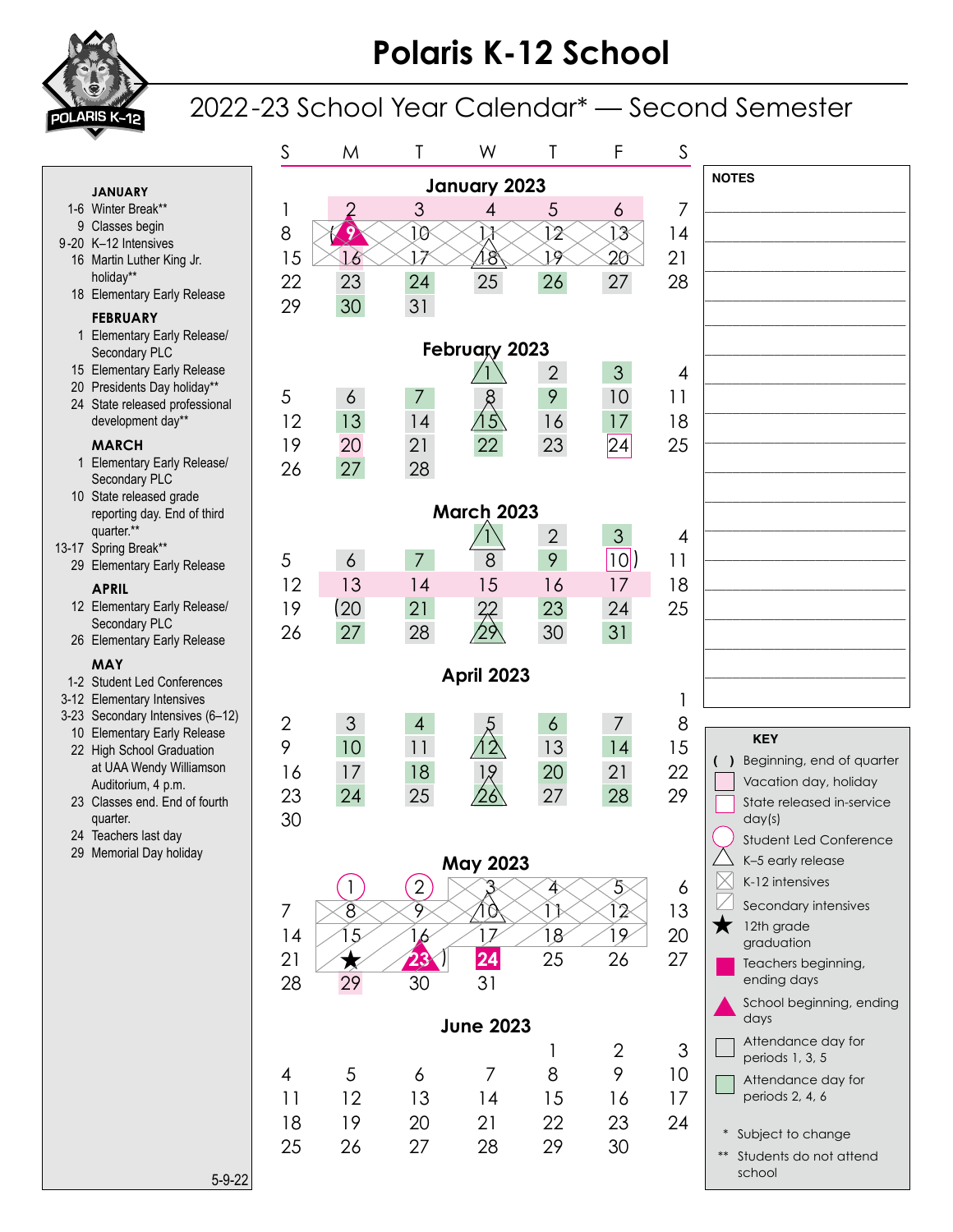# Polaris K-12 School

## 2022-23 School Year Calendar* — Second Semester

### JANUARY
- 1-6 Winter Break**
- 9 Classes begin
- 9-20 K–12 Intensives
- 16 Martin Luther King Jr. holiday**
- 18 Elementary Early Release

### FEBRUARY
- 1 Elementary Early Release/ Secondary PLC
- 15 Elementary Early Release
- 20 Presidents Day holiday**
- 24 State released professional development day**

### MARCH
- 1 Elementary Early Release/ Secondary PLC
- 10 State released grade reporting day. End of third quarter.**
- 13-17 Spring Break**
- 29 Elementary Early Release

### APRIL
- 12 Elementary Early Release/ Secondary PLC
- 26 Elementary Early Release

### MAY
- 1-2 Student Led Conferences
- 3-12 Elementary Intensives
- 3-23 Secondary Intensives (6–12)
- 10 Elementary Early Release
- 22 High School Graduation at UAA Wendy Williamson Auditorium, 4 p.m.
- 23 Classes end. End of fourth quarter.
- 24 Teachers last day
- 29 Memorial Day holiday

5-9-22

**January 2023**

| S | M | T | W | T | F | S |
|---|---|---|---|---|---|---|
| 1 | 2 | 3 | 4 | 5 | 6 | 7 |
| 8 | (9 | 10 | 11 | 12 | 13 | 14 |
| 15 | 16 | 17 | 18 | 19 | 20 | 21 |
| 22 | 23 | 24 | 25 | 26 | 27 | 28 |
| 29 | 30 | 31 | | | | |

**February 2023**

| S | M | T | W | T | F | S |
|---|---|---|---|---|---|---|
| | | | 1 | 2 | 3 | 4 |
| 5 | 6 | 7 | 8 | 9 | 10 | 11 |
| 12 | 13 | 14 | 15 | 16 | 17 | 18 |
| 19 | 20 | 21 | 22 | 23 | 24 | 25 |
| 26 | 27 | 28 | | | | |

**March 2023**

| S | M | T | W | T | F | S |
|---|---|---|---|---|---|---|
| | | | 1 | 2 | 3 | 4 |
| 5 | 6 | 7 | 8 | 9 | 10) | 11 |
| 12 | 13 | 14 | 15 | 16 | 17 | 18 |
| 19 | (20 | 21 | 22 | 23 | 24 | 25 |
| 26 | 27 | 28 | 29 | 30 | 31 | |

**April 2023**

| S | M | T | W | T | F | S |
|---|---|---|---|---|---|---|
| | | | | | | 1 |
| 2 | 3 | 4 | 5 | 6 | 7 | 8 |
| 9 | 10 | 11 | 12 | 13 | 14 | 15 |
| 16 | 17 | 18 | 19 | 20 | 21 | 22 |
| 23 | 24 | 25 | 26 | 27 | 28 | 29 |
| 30 | | | | | | |

**May 2023**

| S | M | T | W | T | F | S |
|---|---|---|---|---|---|---|
| | 1 | 2 | 3 | 4 | 5 | 6 |
| 7 | 8 | 9 | 10 | 11 | 12 | 13 |
| 14 | 15 | 16 | 17 | 18 | 19 | 20 |
| 21 | ★ | 23) | 24 | 25 | 26 | 27 |
| 28 | 29 | 30 | 31 | | | |

**June 2023**

| S | M | T | W | T | F | S |
|---|---|---|---|---|---|---|
| | | | | 1 | 2 | 3 |
| 4 | 5 | 6 | 7 | 8 | 9 | 10 |
| 11 | 12 | 13 | 14 | 15 | 16 | 17 |
| 18 | 19 | 20 | 21 | 22 | 23 | 24 |
| 25 | 26 | 27 | 28 | 29 | 30 | |

**NOTES**

**KEY**
- ( ) Beginning, end of quarter
- Vacation day, holiday
- State released in-service day(s)
- Student Led Conference
- K–5 early release
- K-12 intensives
- Secondary intensives
- ★ 12th grade graduation
- Teachers beginning, ending days
- School beginning, ending days
- Attendance day for periods 1, 3, 5
- Attendance day for periods 2, 4, 6

\* Subject to change

** Students do not attend school